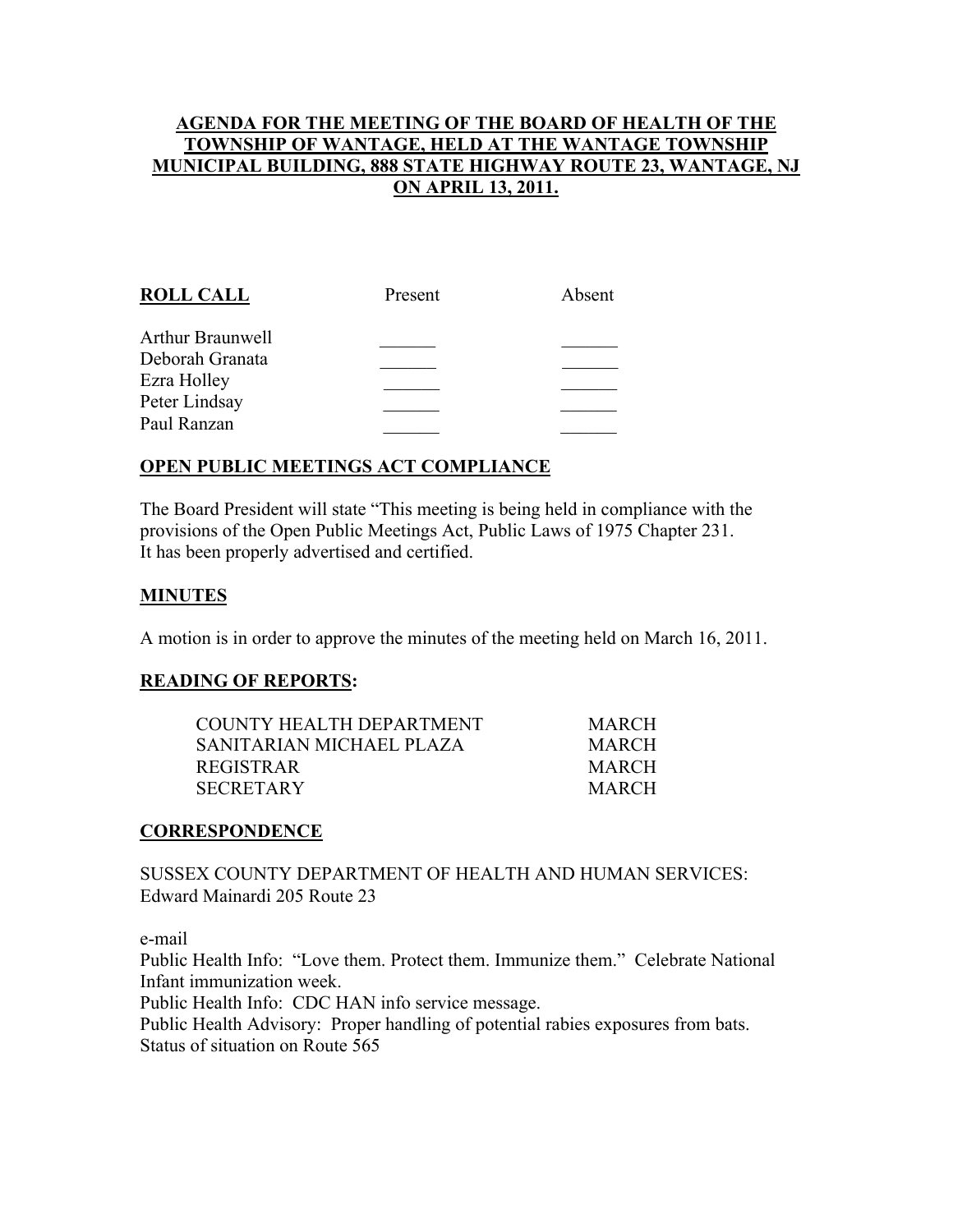# AGENDA FOR THE MEETING OF THE BOARD OF HEALTH OF THE TOWNSHIP OF WANTAGE, HELD AT THE WANTAGE TOWNSHIP MUNICIPAL BUILDING, 888 STATE HIGHWAY ROUTE 23, WANTAGE, NJ ON APRIL 13, 2011.

| **ROLL CALL** | Present | Absent |
|---|---|---|
| Arthur Braunwell | ______ | ______ |
| Deborah Granata | ______ | ______ |
| Ezra Holley | ______ | ______ |
| Peter Lindsay | ______ | ______ |
| Paul Ranzan | ______ | ______ |

## OPEN PUBLIC MEETINGS ACT COMPLIANCE

The Board President will state "This meeting is being held in compliance with the provisions of the Open Public Meetings Act, Public Laws of 1975 Chapter 231. It has been properly advertised and certified.

## MINUTES

A motion is in order to approve the minutes of the meeting held on March 16, 2011.

## READING OF REPORTS:

| | |
|---|---|
| COUNTY HEALTH DEPARTMENT | MARCH |
| SANITARIAN MICHAEL PLAZA | MARCH |
| REGISTRAR | MARCH |
| SECRETARY | MARCH |

## CORRESPONDENCE

SUSSEX COUNTY DEPARTMENT OF HEALTH AND HUMAN SERVICES:
Edward Mainardi 205 Route 23

e-mail
Public Health Info: "Love them. Protect them. Immunize them." Celebrate National Infant immunization week.
Public Health Info: CDC HAN info service message.
Public Health Advisory: Proper handling of potential rabies exposures from bats.
Status of situation on Route 565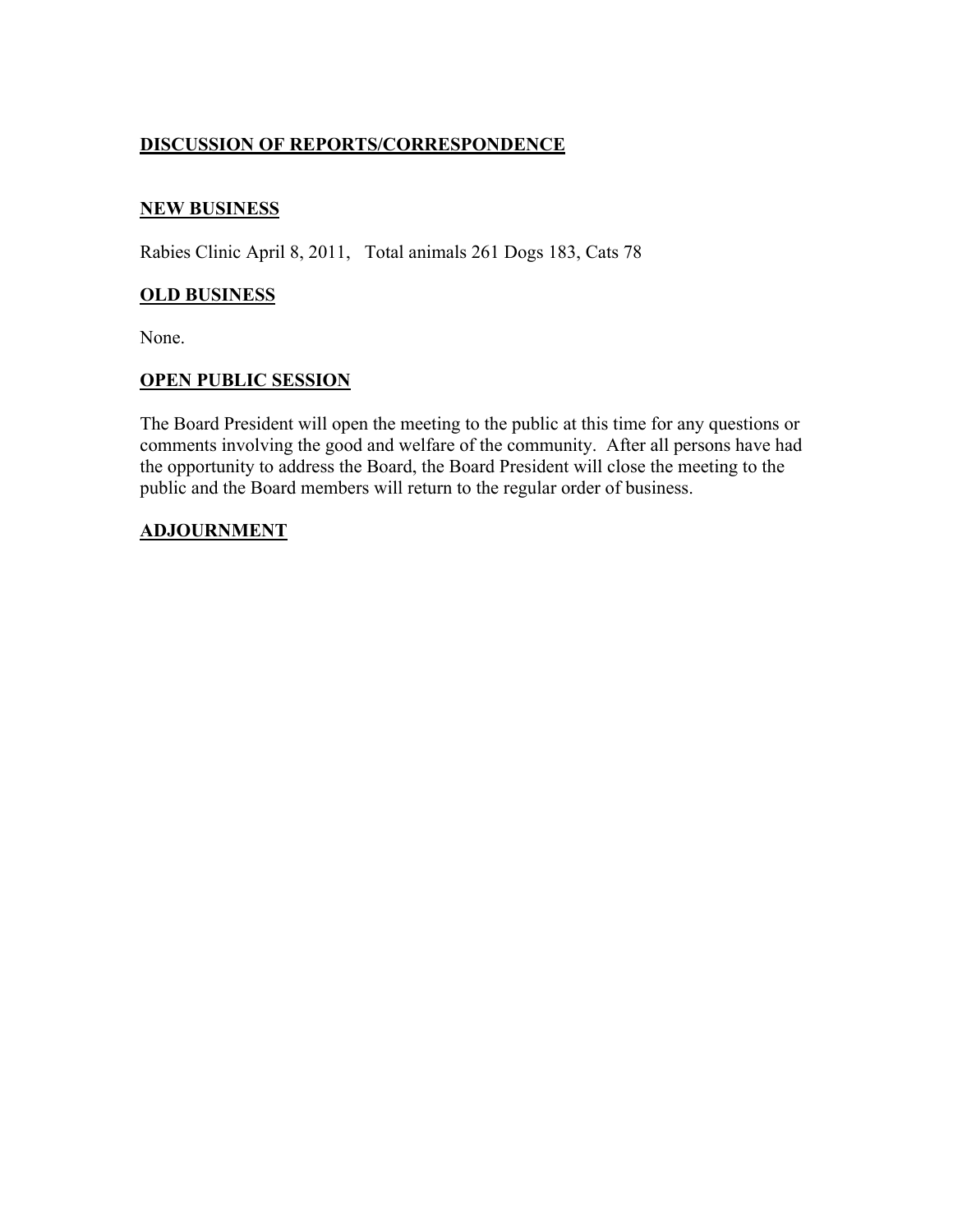## DISCUSSION OF REPORTS/CORRESPONDENCE

## NEW BUSINESS

Rabies Clinic April 8, 2011, Total animals 261 Dogs 183, Cats 78

## OLD BUSINESS

None.

## OPEN PUBLIC SESSION

The Board President will open the meeting to the public at this time for any questions or comments involving the good and welfare of the community. After all persons have had the opportunity to address the Board, the Board President will close the meeting to the public and the Board members will return to the regular order of business.

## ADJOURNMENT